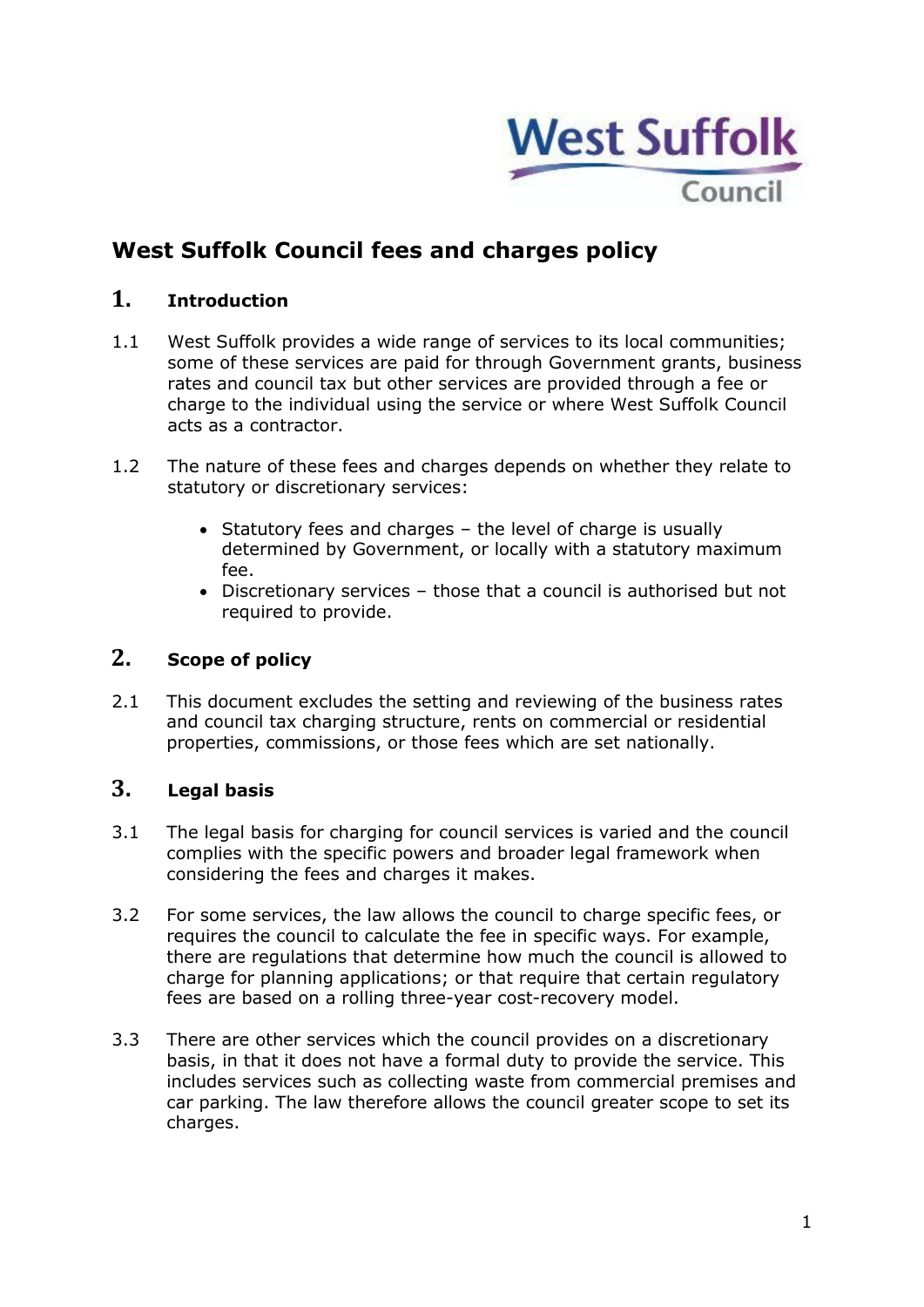# West Suffolk Council fees and charges policy

## 1. Introduction

1.1 West Suffolk provides a wide range of services to its local communities; some of these services are paid for through Government grants, business rates and council tax but other services are provided through a fee or charge to the individual using the service or where West Suffolk Council acts as a contractor.

1.2 The nature of these fees and charges depends on whether they relate to statutory or discretionary services:

- Statutory fees and charges – the level of charge is usually determined by Government, or locally with a statutory maximum fee.
- Discretionary services – those that a council is authorised but not required to provide.

## 2. Scope of policy

2.1 This document excludes the setting and reviewing of the business rates and council tax charging structure, rents on commercial or residential properties, commissions, or those fees which are set nationally.

## 3. Legal basis

3.1 The legal basis for charging for council services is varied and the council complies with the specific powers and broader legal framework when considering the fees and charges it makes.

3.2 For some services, the law allows the council to charge specific fees, or requires the council to calculate the fee in specific ways. For example, there are regulations that determine how much the council is allowed to charge for planning applications; or that require that certain regulatory fees are based on a rolling three-year cost-recovery model.

3.3 There are other services which the council provides on a discretionary basis, in that it does not have a formal duty to provide the service. This includes services such as collecting waste from commercial premises and car parking. The law therefore allows the council greater scope to set its charges.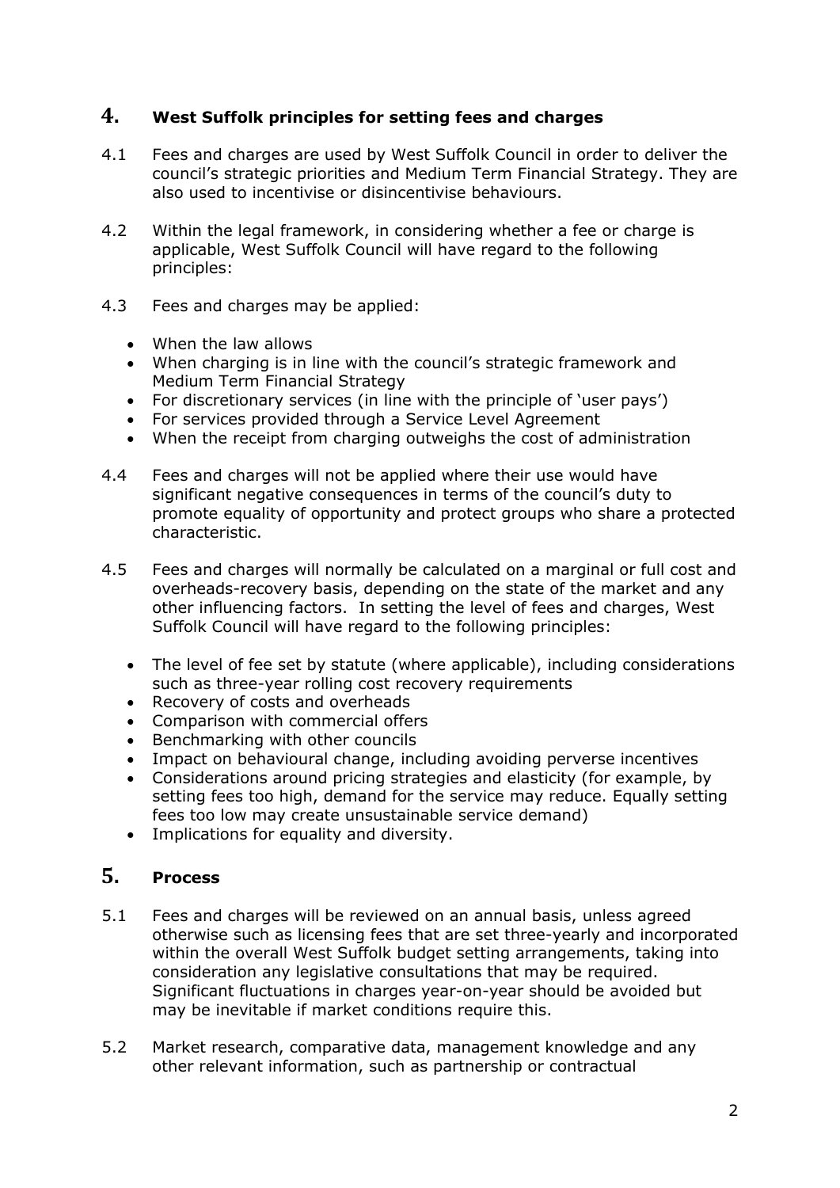## 4. West Suffolk principles for setting fees and charges

4.1 Fees and charges are used by West Suffolk Council in order to deliver the council's strategic priorities and Medium Term Financial Strategy. They are also used to incentivise or disincentivise behaviours.

4.2 Within the legal framework, in considering whether a fee or charge is applicable, West Suffolk Council will have regard to the following principles:

4.3 Fees and charges may be applied:

- When the law allows
- When charging is in line with the council's strategic framework and Medium Term Financial Strategy
- For discretionary services (in line with the principle of 'user pays')
- For services provided through a Service Level Agreement
- When the receipt from charging outweighs the cost of administration

4.4 Fees and charges will not be applied where their use would have significant negative consequences in terms of the council's duty to promote equality of opportunity and protect groups who share a protected characteristic.

4.5 Fees and charges will normally be calculated on a marginal or full cost and overheads-recovery basis, depending on the state of the market and any other influencing factors. In setting the level of fees and charges, West Suffolk Council will have regard to the following principles:

- The level of fee set by statute (where applicable), including considerations such as three-year rolling cost recovery requirements
- Recovery of costs and overheads
- Comparison with commercial offers
- Benchmarking with other councils
- Impact on behavioural change, including avoiding perverse incentives
- Considerations around pricing strategies and elasticity (for example, by setting fees too high, demand for the service may reduce. Equally setting fees too low may create unsustainable service demand)
- Implications for equality and diversity.

## 5. Process

5.1 Fees and charges will be reviewed on an annual basis, unless agreed otherwise such as licensing fees that are set three-yearly and incorporated within the overall West Suffolk budget setting arrangements, taking into consideration any legislative consultations that may be required. Significant fluctuations in charges year-on-year should be avoided but may be inevitable if market conditions require this.

5.2 Market research, comparative data, management knowledge and any other relevant information, such as partnership or contractual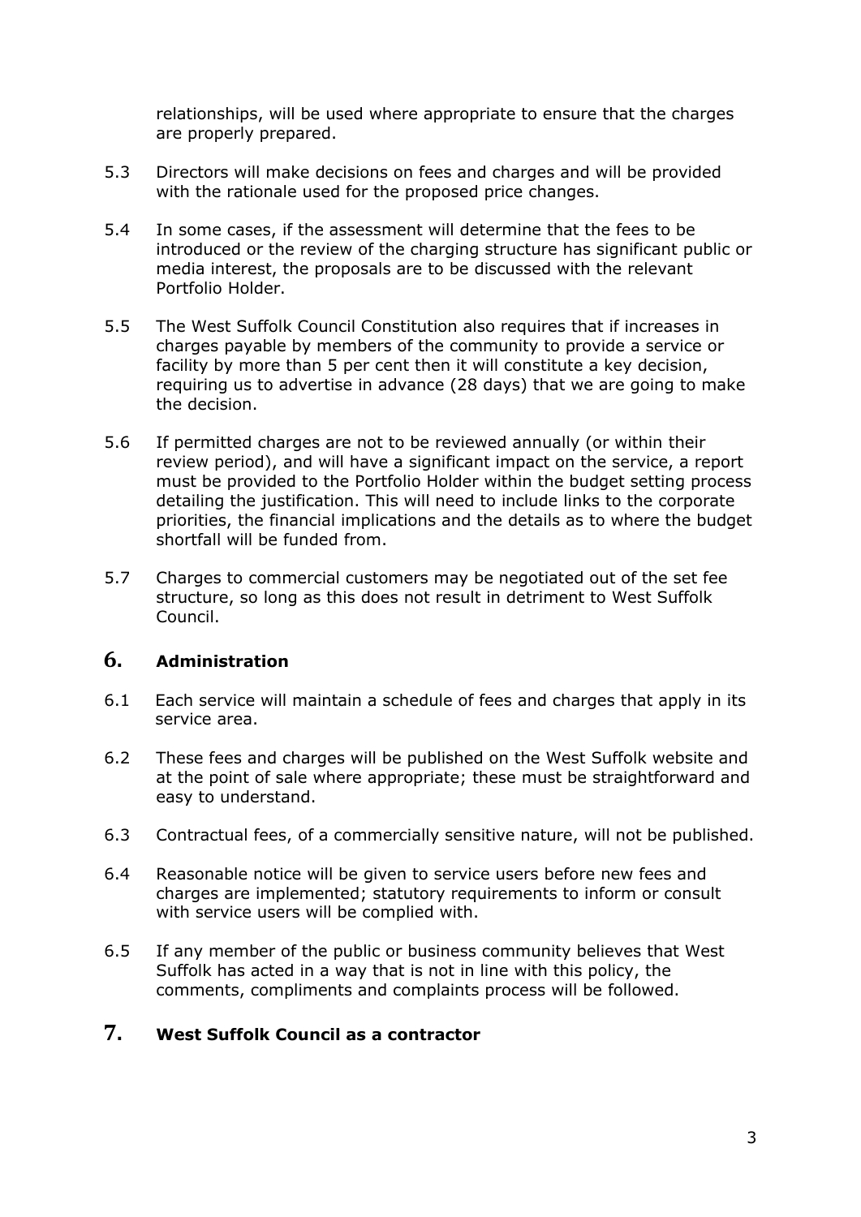relationships, will be used where appropriate to ensure that the charges are properly prepared.

5.3 Directors will make decisions on fees and charges and will be provided with the rationale used for the proposed price changes.

5.4 In some cases, if the assessment will determine that the fees to be introduced or the review of the charging structure has significant public or media interest, the proposals are to be discussed with the relevant Portfolio Holder.

5.5 The West Suffolk Council Constitution also requires that if increases in charges payable by members of the community to provide a service or facility by more than 5 per cent then it will constitute a key decision, requiring us to advertise in advance (28 days) that we are going to make the decision.

5.6 If permitted charges are not to be reviewed annually (or within their review period), and will have a significant impact on the service, a report must be provided to the Portfolio Holder within the budget setting process detailing the justification. This will need to include links to the corporate priorities, the financial implications and the details as to where the budget shortfall will be funded from.

5.7 Charges to commercial customers may be negotiated out of the set fee structure, so long as this does not result in detriment to West Suffolk Council.

## 6. Administration

6.1 Each service will maintain a schedule of fees and charges that apply in its service area.

6.2 These fees and charges will be published on the West Suffolk website and at the point of sale where appropriate; these must be straightforward and easy to understand.

6.3 Contractual fees, of a commercially sensitive nature, will not be published.

6.4 Reasonable notice will be given to service users before new fees and charges are implemented; statutory requirements to inform or consult with service users will be complied with.

6.5 If any member of the public or business community believes that West Suffolk has acted in a way that is not in line with this policy, the comments, compliments and complaints process will be followed.

## 7. West Suffolk Council as a contractor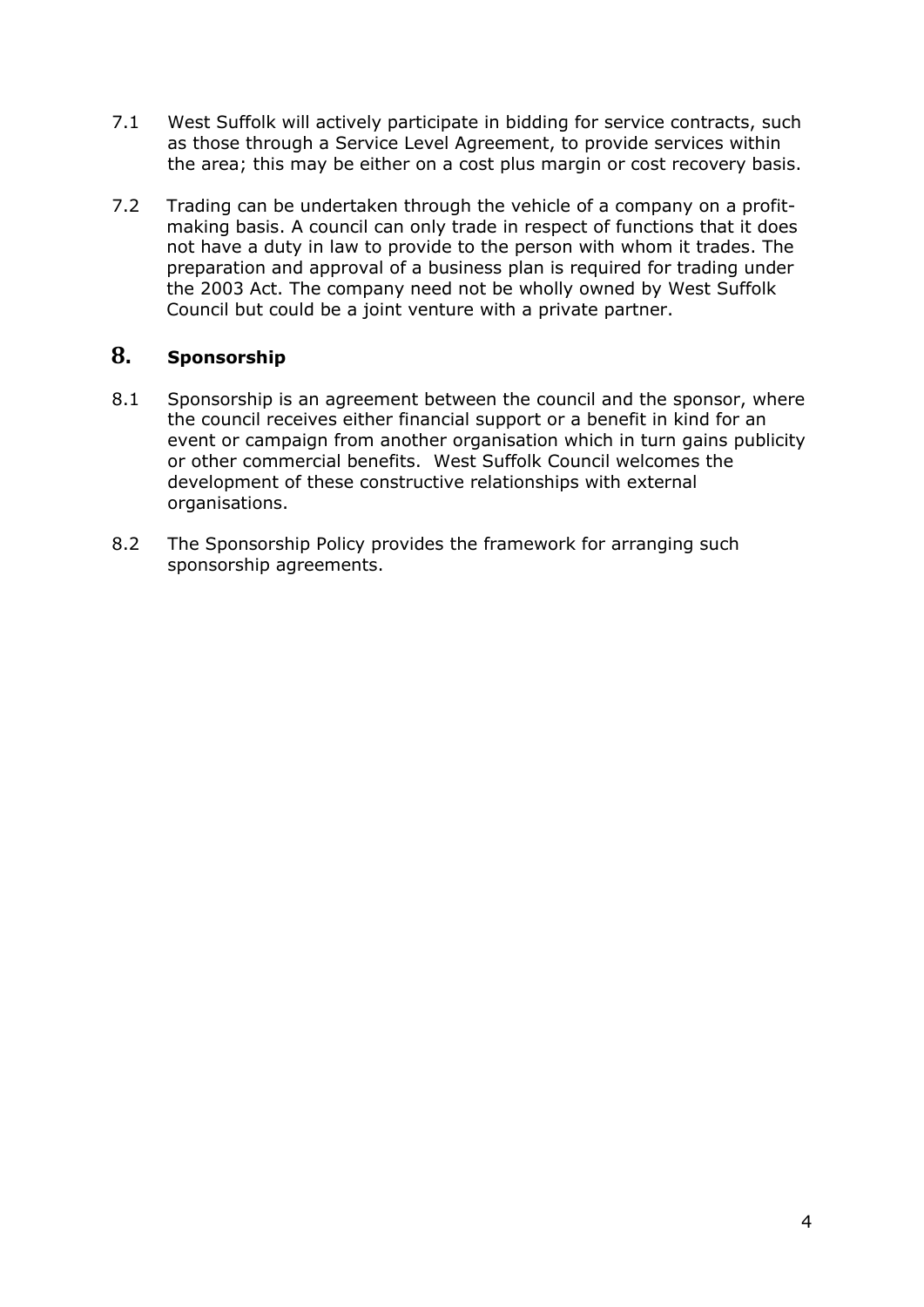7.1 West Suffolk will actively participate in bidding for service contracts, such as those through a Service Level Agreement, to provide services within the area; this may be either on a cost plus margin or cost recovery basis.

7.2 Trading can be undertaken through the vehicle of a company on a profit-making basis. A council can only trade in respect of functions that it does not have a duty in law to provide to the person with whom it trades. The preparation and approval of a business plan is required for trading under the 2003 Act. The company need not be wholly owned by West Suffolk Council but could be a joint venture with a private partner.

## 8. Sponsorship

8.1 Sponsorship is an agreement between the council and the sponsor, where the council receives either financial support or a benefit in kind for an event or campaign from another organisation which in turn gains publicity or other commercial benefits. West Suffolk Council welcomes the development of these constructive relationships with external organisations.

8.2 The Sponsorship Policy provides the framework for arranging such sponsorship agreements.